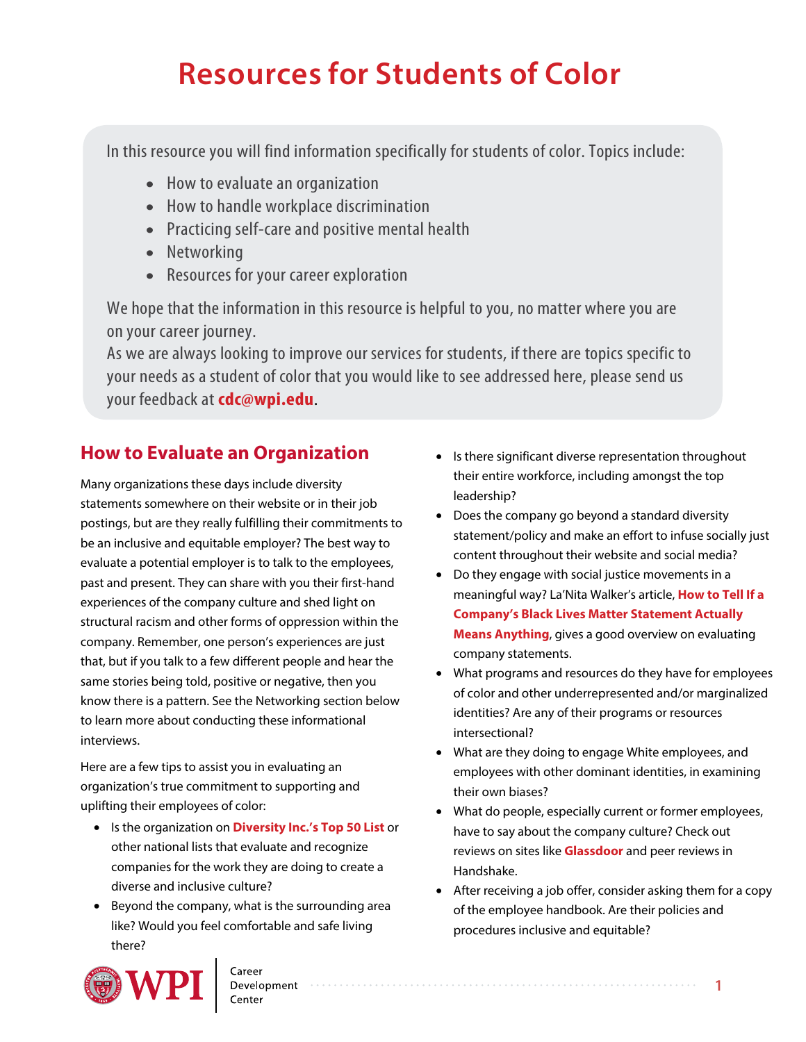# Resources for Students of Color

In this resource you will find information specifically for students of color. Topics include:

- How to evaluate an organization
- How to handle workplace discrimination
- Practicing self-care and positive mental health
- Networking
- Resources for your career exploration

We hope that the information in this resource is helpful to you, no matter where you are on your career journey.

As we are always looking to improve our services for students, if there are topics specific to your needs as a student of color that you would like to see addressed here, please send us your feedback at **cdc@wpi.edu**.

## How to Evaluate an Organization

Many organizations these days include diversity statements somewhere on their website or in their job postings, but are they really fulfilling their commitments to be an inclusive and equitable employer? The best way to evaluate a potential employer is to talk to the employees, past and present. They can share with you their first-hand experiences of the company culture and shed light on structural racism and other forms of oppression within the company. Remember, one person's experiences are just that, but if you talk to a few different people and hear the same stories being told, positive or negative, then you know there is a pattern. See the Networking section below to learn more about conducting these informational interviews.

Here are a few tips to assist you in evaluating an organization's true commitment to supporting and uplifting their employees of color:

- Is the organization on **Diversity Inc.'s Top 50 List** or other national lists that evaluate and recognize companies for the work they are doing to create a diverse and inclusive culture?
- Beyond the company, what is the surrounding area like? Would you feel comfortable and safe living there?
- Is there significant diverse representation throughout their entire workforce, including amongst the top leadership?
- Does the company go beyond a standard diversity statement/policy and make an effort to infuse socially just content throughout their website and social media?
- Do they engage with social justice movements in a meaningful way? La'Nita Walker's article, **How to Tell If a Company's Black Lives Matter Statement Actually Means Anything**, gives a good overview on evaluating company statements.
- What programs and resources do they have for employees of color and other underrepresented and/or marginalized identities? Are any of their programs or resources intersectional?
- What are they doing to engage White employees, and employees with other dominant identities, in examining their own biases?
- What do people, especially current or former employees, have to say about the company culture? Check out reviews on sites like **Glassdoor** and peer reviews in Handshake.
- After receiving a job offer, consider asking them for a copy of the employee handbook. Are their policies and procedures inclusive and equitable?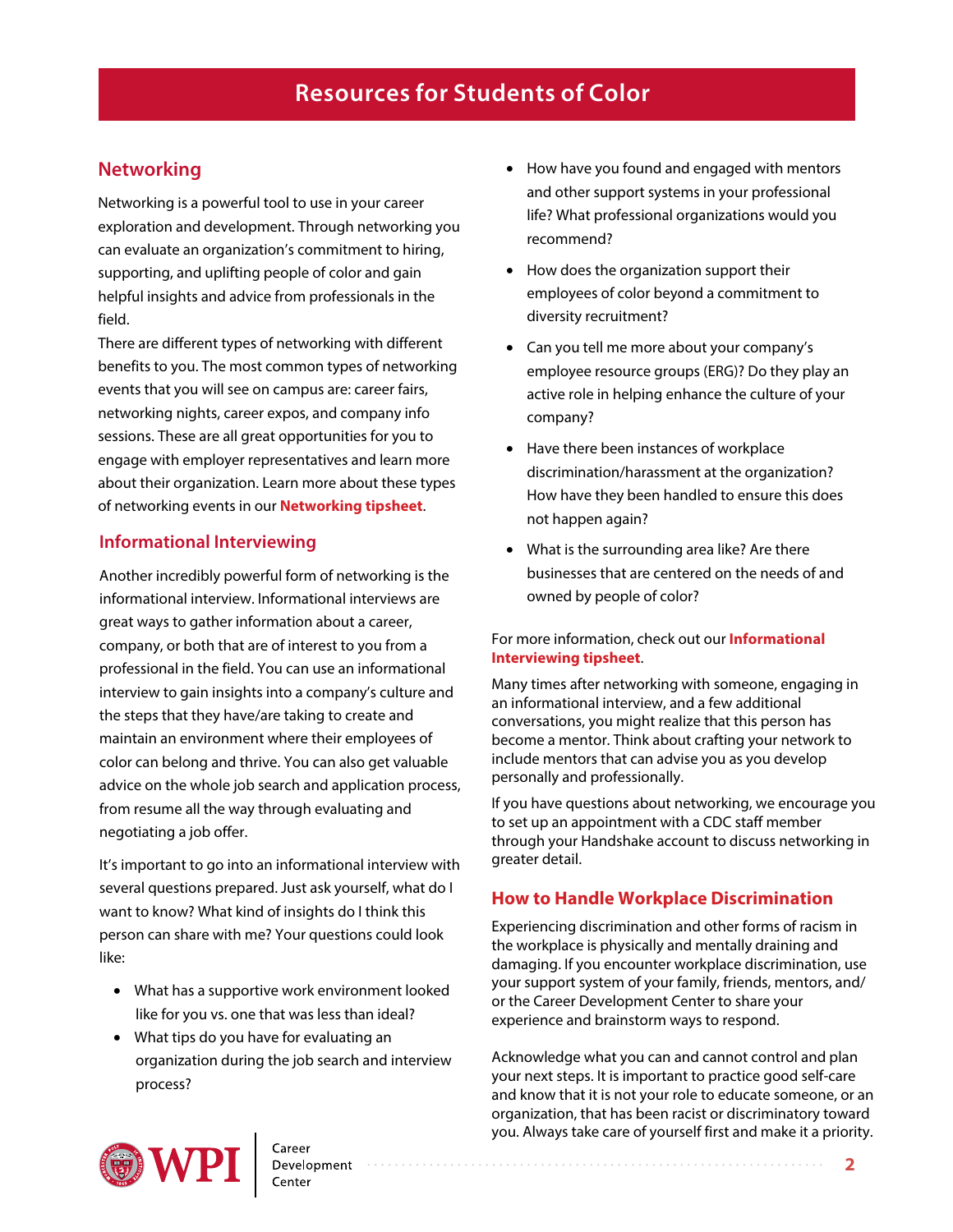# Resources for Students of Color

## Networking

Networking is a powerful tool to use in your career exploration and development. Through networking you can evaluate an organization's commitment to hiring, supporting, and uplifting people of color and gain helpful insights and advice from professionals in the field.

There are different types of networking with different benefits to you. The most common types of networking events that you will see on campus are: career fairs, networking nights, career expos, and company info sessions. These are all great opportunities for you to engage with employer representatives and learn more about their organization. Learn more about these types of networking events in our **Networking tipsheet**.

### Informational Interviewing

Another incredibly powerful form of networking is the informational interview. Informational interviews are great ways to gather information about a career, company, or both that are of interest to you from a professional in the field. You can use an informational interview to gain insights into a company's culture and the steps that they have/are taking to create and maintain an environment where their employees of color can belong and thrive. You can also get valuable advice on the whole job search and application process, from resume all the way through evaluating and negotiating a job offer.

It's important to go into an informational interview with several questions prepared. Just ask yourself, what do I want to know? What kind of insights do I think this person can share with me? Your questions could look like:

- What has a supportive work environment looked like for you vs. one that was less than ideal?
- What tips do you have for evaluating an organization during the job search and interview process?
- How have you found and engaged with mentors and other support systems in your professional life? What professional organizations would you recommend?
- How does the organization support their employees of color beyond a commitment to diversity recruitment?
- Can you tell me more about your company's employee resource groups (ERG)? Do they play an active role in helping enhance the culture of your company?
- Have there been instances of workplace discrimination/harassment at the organization? How have they been handled to ensure this does not happen again?
- What is the surrounding area like? Are there businesses that are centered on the needs of and owned by people of color?

For more information, check out our **Informational Interviewing tipsheet**.

Many times after networking with someone, engaging in an informational interview, and a few additional conversations, you might realize that this person has become a mentor. Think about crafting your network to include mentors that can advise you as you develop personally and professionally.

If you have questions about networking, we encourage you to set up an appointment with a CDC staff member through your Handshake account to discuss networking in greater detail.

### How to Handle Workplace Discrimination

Experiencing discrimination and other forms of racism in the workplace is physically and mentally draining and damaging. If you encounter workplace discrimination, use your support system of your family, friends, mentors, and/or the Career Development Center to share your experience and brainstorm ways to respond.

Acknowledge what you can and cannot control and plan your next steps. It is important to practice good self-care and know that it is not your role to educate someone, or an organization, that has been racist or discriminatory toward you. Always take care of yourself first and make it a priority.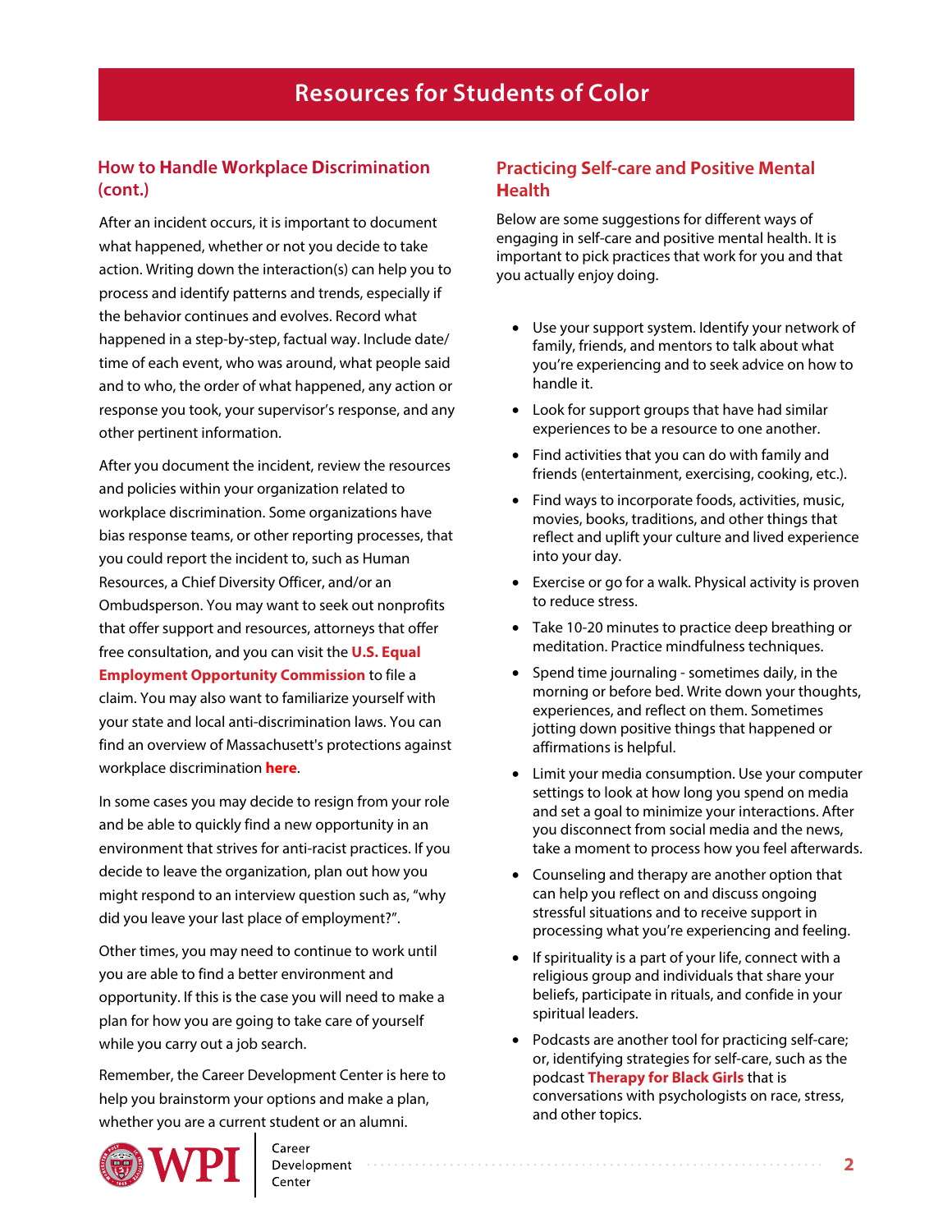# Resources for Students of Color

## How to Handle Workplace Discrimination (cont.)

After an incident occurs, it is important to document what happened, whether or not you decide to take action. Writing down the interaction(s) can help you to process and identify patterns and trends, especially if the behavior continues and evolves. Record what happened in a step-by-step, factual way. Include date/time of each event, who was around, what people said and to who, the order of what happened, any action or response you took, your supervisor's response, and any other pertinent information.

After you document the incident, review the resources and policies within your organization related to workplace discrimination. Some organizations have bias response teams, or other reporting processes, that you could report the incident to, such as Human Resources, a Chief Diversity Officer, and/or an Ombudsperson. You may want to seek out nonprofits that offer support and resources, attorneys that offer free consultation, and you can visit the **U.S. Equal Employment Opportunity Commission** to file a claim. You may also want to familiarize yourself with your state and local anti-discrimination laws. You can find an overview of Massachusett's protections against workplace discrimination **here**.

In some cases you may decide to resign from your role and be able to quickly find a new opportunity in an environment that strives for anti-racist practices. If you decide to leave the organization, plan out how you might respond to an interview question such as, "why did you leave your last place of employment?".

Other times, you may need to continue to work until you are able to find a better environment and opportunity. If this is the case you will need to make a plan for how you are going to take care of yourself while you carry out a job search.

Remember, the Career Development Center is here to help you brainstorm your options and make a plan, whether you are a current student or an alumni.

## Practicing Self-care and Positive Mental Health

Below are some suggestions for different ways of engaging in self-care and positive mental health. It is important to pick practices that work for you and that you actually enjoy doing.

- Use your support system. Identify your network of family, friends, and mentors to talk about what you're experiencing and to seek advice on how to handle it.
- Look for support groups that have had similar experiences to be a resource to one another.
- Find activities that you can do with family and friends (entertainment, exercising, cooking, etc.).
- Find ways to incorporate foods, activities, music, movies, books, traditions, and other things that reflect and uplift your culture and lived experience into your day.
- Exercise or go for a walk. Physical activity is proven to reduce stress.
- Take 10-20 minutes to practice deep breathing or meditation. Practice mindfulness techniques.
- Spend time journaling - sometimes daily, in the morning or before bed. Write down your thoughts, experiences, and reflect on them. Sometimes jotting down positive things that happened or affirmations is helpful.
- Limit your media consumption. Use your computer settings to look at how long you spend on media and set a goal to minimize your interactions. After you disconnect from social media and the news, take a moment to process how you feel afterwards.
- Counseling and therapy are another option that can help you reflect on and discuss ongoing stressful situations and to receive support in processing what you're experiencing and feeling.
- If spirituality is a part of your life, connect with a religious group and individuals that share your beliefs, participate in rituals, and confide in your spiritual leaders.
- Podcasts are another tool for practicing self-care; or, identifying strategies for self-care, such as the podcast **Therapy for Black Girls** that is conversations with psychologists on race, stress, and other topics.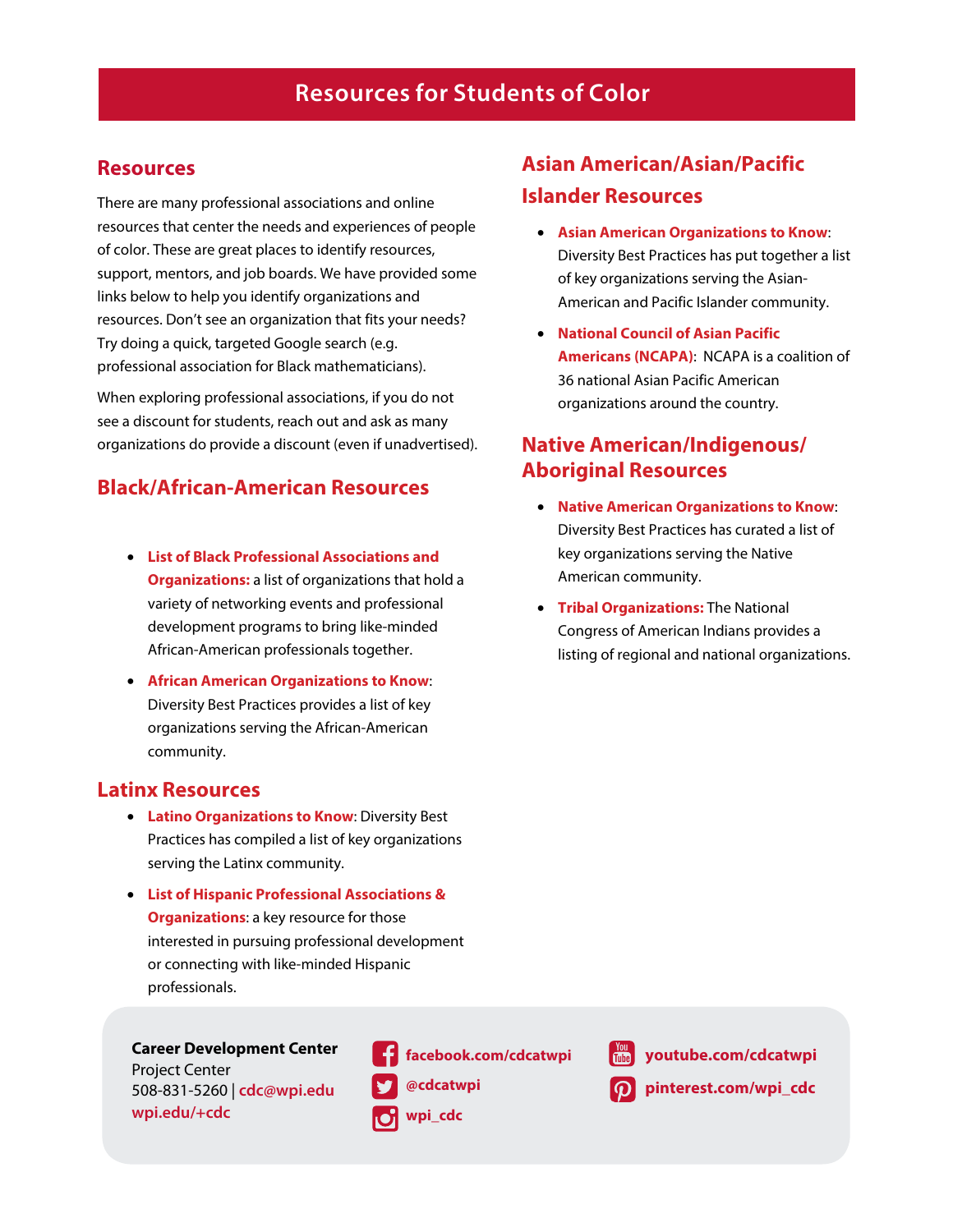# Resources for Students of Color

## Resources

There are many professional associations and online resources that center the needs and experiences of people of color. These are great places to identify resources, support, mentors, and job boards. We have provided some links below to help you identify organizations and resources. Don't see an organization that fits your needs? Try doing a quick, targeted Google search (e.g. professional association for Black mathematicians).

When exploring professional associations, if you do not see a discount for students, reach out and ask as many organizations do provide a discount (even if unadvertised).

## Black/African-American Resources

- **List of Black Professional Associations and Organizations:** a list of organizations that hold a variety of networking events and professional development programs to bring like-minded African-American professionals together.
- **African American Organizations to Know**: Diversity Best Practices provides a list of key organizations serving the African-American community.

## Latinx Resources

- **Latino Organizations to Know**: Diversity Best Practices has compiled a list of key organizations serving the Latinx community.
- **List of Hispanic Professional Associations & Organizations**: a key resource for those interested in pursuing professional development or connecting with like-minded Hispanic professionals.

## Asian American/Asian/Pacific Islander Resources

- **Asian American Organizations to Know**: Diversity Best Practices has put together a list of key organizations serving the Asian-American and Pacific Islander community.
- **National Council of Asian Pacific Americans (NCAPA)**: NCAPA is a coalition of 36 national Asian Pacific American organizations around the country.

## Native American/Indigenous/Aboriginal Resources

- **Native American Organizations to Know**: Diversity Best Practices has curated a list of key organizations serving the Native American community.
- **Tribal Organizations:** The National Congress of American Indians provides a listing of regional and national organizations.

**Career Development Center**
Project Center
508-831-5260 | cdc@wpi.edu
wpi.edu/+cdc

facebook.com/cdcatwpi
@cdcatwpi
wpi_cdc
youtube.com/cdcatwpi
pinterest.com/wpi_cdc